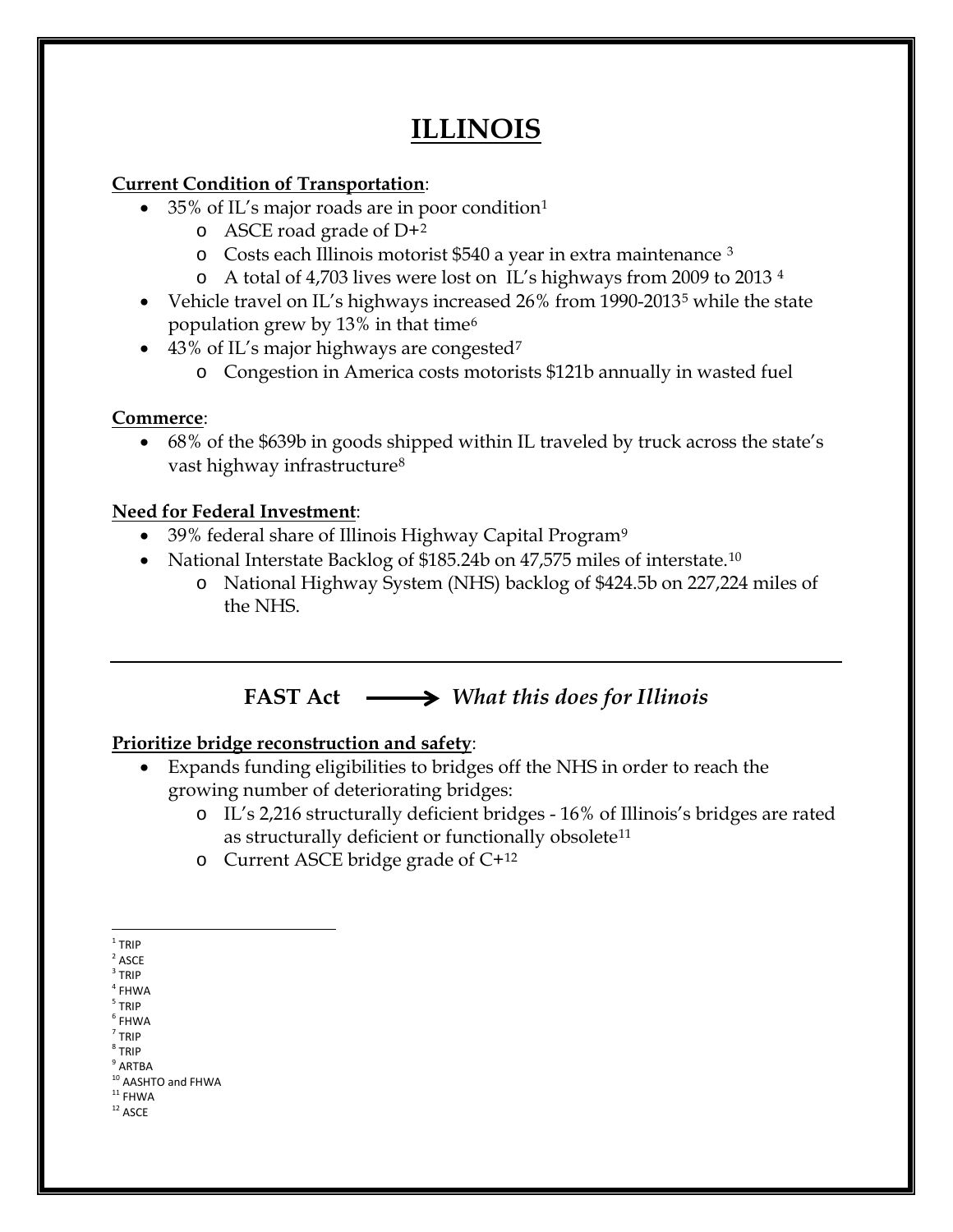# ILLINOIS

**Current Condition of Transportation**:

- 35% of IL's major roads are in poor condition[1]
    - ASCE road grade of D+[2]
    - Costs each Illinois motorist $540 a year in extra maintenance [3]
    - A total of 4,703 lives were lost on IL's highways from 2009 to 2013 [4]
- Vehicle travel on IL's highways increased 26% from 1990-2013[5] while the state population grew by 13% in that time[6]
- 43% of IL's major highways are congested[7]
    - Congestion in America costs motorists $121b annually in wasted fuel

**Commerce**:

- 68% of the $639b in goods shipped within IL traveled by truck across the state's vast highway infrastructure[8]

**Need for Federal Investment**:

- 39% federal share of Illinois Highway Capital Program[9]
- National Interstate Backlog of $185.24b on 47,575 miles of interstate.[10]
    - National Highway System (NHS) backlog of $424.5b on 227,224 miles of the NHS.

---

## FAST Act ⟶ *What this does for Illinois*

**Prioritize bridge reconstruction and safety**:

- Expands funding eligibilities to bridges off the NHS in order to reach the growing number of deteriorating bridges:
    - IL's 2,216 structurally deficient bridges - 16% of Illinois's bridges are rated as structurally deficient or functionally obsolete[11]
    - Current ASCE bridge grade of C+[12]

---

[1] TRIP
[2] ASCE
[3] TRIP
[4] FHWA
[5] TRIP
[6] FHWA
[7] TRIP
[8] TRIP
[9] ARTBA
[10] AASHTO and FHWA
[11] FHWA
[12] ASCE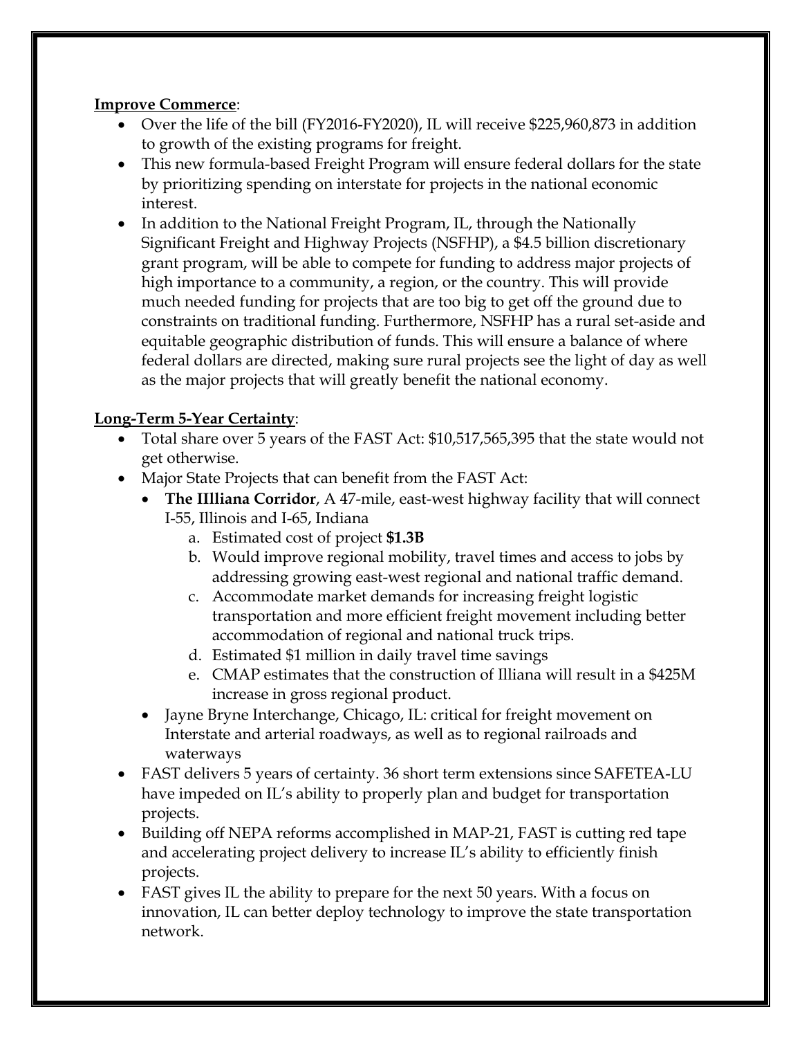**Improve Commerce**:

- Over the life of the bill (FY2016-FY2020), IL will receive $225,960,873 in addition to growth of the existing programs for freight.
- This new formula-based Freight Program will ensure federal dollars for the state by prioritizing spending on interstate for projects in the national economic interest.
- In addition to the National Freight Program, IL, through the Nationally Significant Freight and Highway Projects (NSFHP), a $4.5 billion discretionary grant program, will be able to compete for funding to address major projects of high importance to a community, a region, or the country. This will provide much needed funding for projects that are too big to get off the ground due to constraints on traditional funding. Furthermore, NSFHP has a rural set-aside and equitable geographic distribution of funds. This will ensure a balance of where federal dollars are directed, making sure rural projects see the light of day as well as the major projects that will greatly benefit the national economy.

**Long-Term 5-Year Certainty**:

- Total share over 5 years of the FAST Act: $10,517,565,395 that the state would not get otherwise.
- Major State Projects that can benefit from the FAST Act:
  - **The IIlliana Corridor**, A 47-mile, east-west highway facility that will connect I-55, Illinois and I-65, Indiana
    a. Estimated cost of project **$1.3B**
    b. Would improve regional mobility, travel times and access to jobs by addressing growing east-west regional and national traffic demand.
    c. Accommodate market demands for increasing freight logistic transportation and more efficient freight movement including better accommodation of regional and national truck trips.
    d. Estimated $1 million in daily travel time savings
    e. CMAP estimates that the construction of Illiana will result in a $425M increase in gross regional product.
  - Jayne Bryne Interchange, Chicago, IL: critical for freight movement on Interstate and arterial roadways, as well as to regional railroads and waterways
- FAST delivers 5 years of certainty. 36 short term extensions since SAFETEA-LU have impeded on IL's ability to properly plan and budget for transportation projects.
- Building off NEPA reforms accomplished in MAP-21, FAST is cutting red tape and accelerating project delivery to increase IL's ability to efficiently finish projects.
- FAST gives IL the ability to prepare for the next 50 years. With a focus on innovation, IL can better deploy technology to improve the state transportation network.